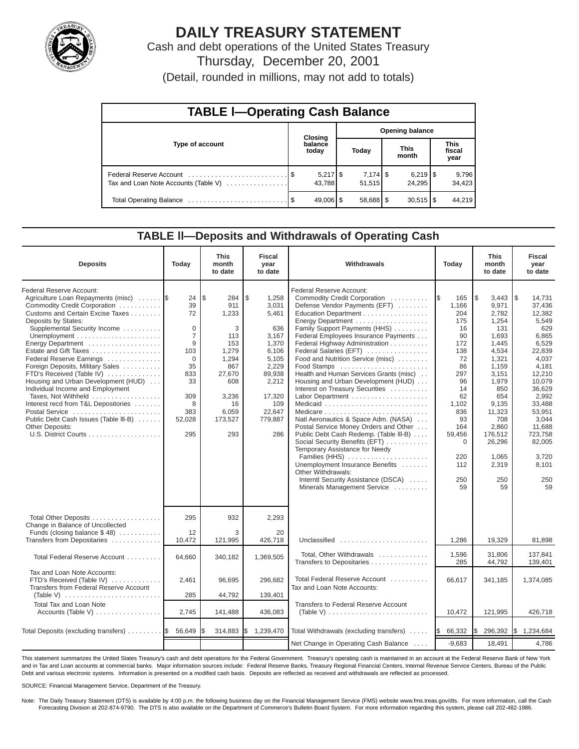# DAILY TREASURY STATEMENT

Cash and debt operations of the United States Treasury

Thursday, December 20, 2001

(Detail, rounded in millions, may not add to totals)

## TABLE I—Operating Cash Balance

| Type of account | Closing balance today | Opening balance Today | This month | This fiscal year |
|---|---|---|---|---|
| Federal Reserve Account | $ 5,217 | $ 7,174 | $ 6,219 | $ 9,796 |
| Tax and Loan Note Accounts (Table V) | 43,788 | 51,515 | 24,295 | 34,423 |
| Total Operating Balance | $ 49,006 | $ 58,688 | $ 30,515 | $ 44,219 |

## TABLE II—Deposits and Withdrawals of Operating Cash

| Deposits | Today | This month to date | Fiscal year to date | Withdrawals | Today | This month to date | Fiscal year to date |
|---|---|---|---|---|---|---|---|
| Federal Reserve Account: | | | | Federal Reserve Account: | | | |
| Agriculture Loan Repayments (misc) | $ 24 | $ 284 | $ 1,258 | Commodity Credit Corporation | $ 165 | $ 3,443 | $ 14,731 |
| Commodity Credit Corporation | 39 | 911 | 3,031 | Defense Vendor Payments (EFT) | 1,166 | 9,971 | 37,436 |
| Customs and Certain Excise Taxes | 72 | 1,233 | 5,461 | Education Department | 204 | 2,782 | 12,382 |
| Deposits by States: | | | | Energy Department | 175 | 1,254 | 5,549 |
| Supplemental Security Income | 0 | 3 | 636 | Family Support Payments (HHS) | 16 | 131 | 629 |
| Unemployment | 7 | 113 | 3,167 | Federal Employees Insurance Payments | 90 | 1,693 | 6,865 |
| Energy Department | 9 | 153 | 1,370 | Federal Highway Administration | 172 | 1,445 | 6,529 |
| Estate and Gift Taxes | 103 | 1,279 | 6,106 | Federal Salaries (EFT) | 138 | 4,534 | 22,839 |
| Federal Reserve Earnings | 0 | 1,294 | 5,105 | Food and Nutrition Service (misc) | 72 | 1,321 | 4,037 |
| Foreign Deposits, Military Sales | 35 | 867 | 2,229 | Food Stamps | 86 | 1,159 | 4,181 |
| FTD's Received (Table IV) | 833 | 27,670 | 89,938 | Health and Human Services Grants (misc) | 297 | 3,151 | 12,210 |
| Housing and Urban Development (HUD) | 33 | 608 | 2,212 | Housing and Urban Development (HUD) | 96 | 1,979 | 10,079 |
| Individual Income and Employment | | | | Interest on Treasury Securities | 14 | 850 | 36,629 |
| Taxes, Not Withheld | 309 | 3,236 | 17,320 | Labor Department | 62 | 654 | 2,992 |
| Interest recd from T&L Depositories | 8 | 16 | 109 | Medicaid | 1,102 | 9,135 | 33,488 |
| Postal Service | 383 | 6,059 | 22,647 | Medicare | 836 | 11,323 | 53,951 |
| Public Debt Cash Issues (Table III-B) | 52,028 | 173,527 | 779,887 | Natl Aeronautics & Space Adm. (NASA) | 93 | 708 | 3,044 |
| Other Deposits: | | | | Postal Service Money Orders and Other | 164 | 2,860 | 11,688 |
| U.S. District Courts | 295 | 293 | 286 | Public Debt Cash Redemp. (Table III-B) | 59,456 | 176,512 | 723,758 |
| | | | | Social Security Benefits (EFT) | 0 | 26,296 | 82,005 |
| | | | | Temporary Assistance for Needy Families (HHS) | 220 | 1,065 | 3,720 |
| | | | | Unemployment Insurance Benefits | 112 | 2,319 | 8,101 |
| | | | | Other Withdrawals: | | | |
| | | | | Interntl Security Assistance (DSCA) | 250 | 250 | 250 |
| | | | | Minerals Management Service | 59 | 59 | 59 |
| Total Other Deposits | 295 | 932 | 2,293 | | | | |
| Change in Balance of Uncollected Funds (closing balance $ 48) | 12 | 3 | 20 | | | | |
| Transfers from Depositaries | 10,472 | 121,995 | 426,718 | Unclassified | 1,286 | 19,329 | 81,898 |
| Total Federal Reserve Account | 64,660 | 340,182 | 1,369,505 | Total, Other Withdrawals | 1,596 | 31,806 | 137,841 |
| | | | | Transfers to Depositaries | 285 | 44,792 | 139,401 |
| Tax and Loan Note Accounts: | | | | | | | |
| FTD's Received (Table IV) | 2,461 | 96,695 | 296,682 | Total Federal Reserve Account | 66,617 | 341,185 | 1,374,085 |
| Transfers from Federal Reserve Account (Table V) | 285 | 44,792 | 139,401 | Tax and Loan Note Accounts: | | | |
| Total Tax and Loan Note Accounts (Table V) | 2,745 | 141,488 | 436,083 | Transfers to Federal Reserve Account (Table V) | 10,472 | 121,995 | 426,718 |
| Total Deposits (excluding transfers) | $ 56,649 | $ 314,883 | $ 1,239,470 | Total Withdrawals (excluding transfers) | $ 66,332 | $ 296,392 | $ 1,234,684 |
| | | | | Net Change in Operating Cash Balance | -9,683 | 18,491 | 4,786 |

This statement summarizes the United States Treasury's cash and debt operations for the Federal Government. Treasury's operating cash is maintained in an account at the Federal Reserve Bank of New York and in Tax and Loan accounts at commercial banks. Major information sources include: Federal Reserve Banks, Treasury Regional Financial Centers, Internal Revenue Service Centers, Bureau of the Public Debt and various electronic systems. Information is presented on a modified cash basis. Deposits are reflected as received and withdrawals are reflected as processed.

SOURCE: Financial Management Service, Department of the Treasury.

Note: The Daily Treasury Statement (DTS) is available by 4:00 p.m. the following business day on the Financial Management Service (FMS) website www.fms.treas.gov/dts. For more information, call the Cash Forecasting Division at 202-874-9790. The DTS is also available on the Department of Commerce's Bulletin Board System. For more information regarding this system, please call 202-482-1986.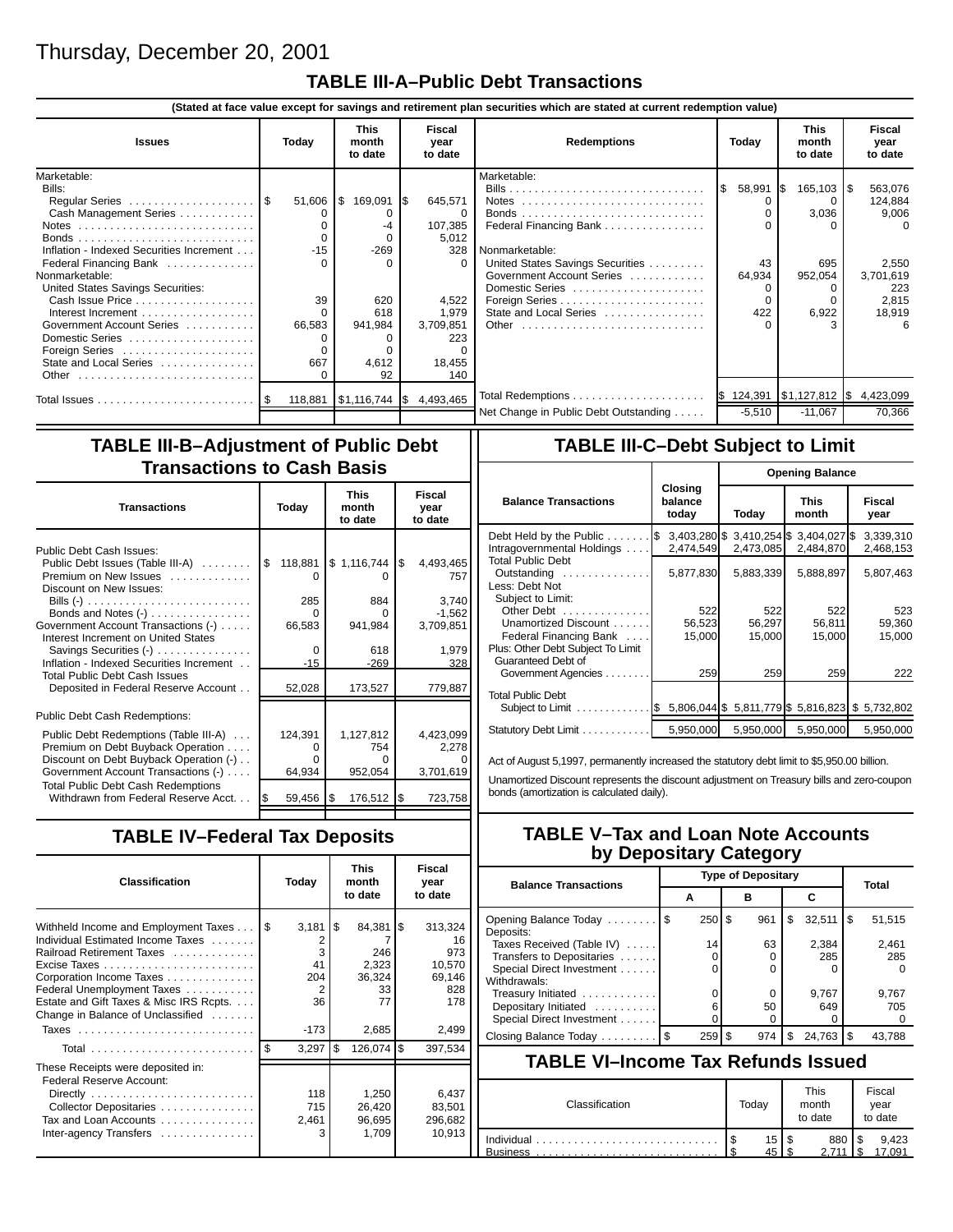Thursday, December 20, 2001

## TABLE III-A–Public Debt Transactions

(Stated at face value except for savings and retirement plan securities which are stated at current redemption value)

| Issues | Today | This month to date | Fiscal year to date |
|---|---|---|---|
| Marketable: | | | |
| Bills: | | | |
| Regular Series | $ 51,606 | $ 169,091 | $ 645,571 |
| Cash Management Series | 0 | 0 | 0 |
| Notes | 0 | -4 | 107,385 |
| Bonds | 0 | 0 | 5,012 |
| Inflation - Indexed Securities Increment | -15 | -269 | 328 |
| Federal Financing Bank | 0 | 0 | 0 |
| Nonmarketable: | | | |
| United States Savings Securities: | | | |
| Cash Issue Price | 39 | 620 | 4,522 |
| Interest Increment | 0 | 618 | 1,979 |
| Government Account Series | 66,583 | 941,984 | 3,709,851 |
| Domestic Series | 0 | 0 | 223 |
| Foreign Series | 0 | 0 | 0 |
| State and Local Series | 667 | 4,612 | 18,455 |
| Other | 0 | 92 | 140 |
| Total Issues | $ 118,881 | $1,116,744 | $ 4,493,465 |

| Redemptions | Today | This month to date | Fiscal year to date |
|---|---|---|---|
| Marketable: | | | |
| Bills | $ 58,991 | $ 165,103 | $ 563,076 |
| Notes | 0 | 0 | 124,884 |
| Bonds | 0 | 3,036 | 9,006 |
| Federal Financing Bank | 0 | 0 | 0 |
| Nonmarketable: | | | |
| United States Savings Securities | 43 | 695 | 2,550 |
| Government Account Series | 64,934 | 952,054 | 3,701,619 |
| Domestic Series | 0 | 0 | 223 |
| Foreign Series | 0 | 0 | 2,815 |
| State and Local Series | 422 | 6,922 | 18,919 |
| Other | 0 | 3 | 6 |
| Total Redemptions | $ 124,391 | $1,127,812 | $ 4,423,099 |
| Net Change in Public Debt Outstanding | -5,510 | -11,067 | 70,366 |

## TABLE III-B–Adjustment of Public Debt Transactions to Cash Basis

| Transactions | Today | This month to date | Fiscal year to date |
|---|---|---|---|
| Public Debt Cash Issues: | | | |
| Public Debt Issues (Table III-A) | $ 118,881 | $ 1,116,744 | $ 4,493,465 |
| Premium on New Issues | 0 | 0 | 757 |
| Discount on New Issues: | | | |
| Bills (-) | 285 | 884 | 3,740 |
| Bonds and Notes (-) | 0 | 0 | -1,562 |
| Government Account Transactions (-) | 66,583 | 941,984 | 3,709,851 |
| Interest Increment on United States Savings Securities (-) | 0 | 618 | 1,979 |
| Inflation - Indexed Securities Increment | -15 | -269 | 328 |
| Total Public Debt Cash Issues Deposited in Federal Reserve Account | 52,028 | 173,527 | 779,887 |
| Public Debt Cash Redemptions: | | | |
| Public Debt Redemptions (Table III-A) | 124,391 | 1,127,812 | 4,423,099 |
| Premium on Debt Buyback Operation | 0 | 754 | 2,278 |
| Discount on Debt Buyback Operation (-) | 0 | 0 | 0 |
| Government Account Transactions (-) | 64,934 | 952,054 | 3,701,619 |
| Total Public Debt Cash Redemptions Withdrawn from Federal Reserve Acct. | $ 59,456 | $ 176,512 | $ 723,758 |

## TABLE III-C–Debt Subject to Limit

| Balance Transactions | Closing balance today | Opening Balance Today | Opening Balance This month | Opening Balance Fiscal year |
|---|---|---|---|---|
| Debt Held by the Public | $ 3,403,280 | $ 3,410,254 | $ 3,404,027 | $ 3,339,310 |
| Intragovernmental Holdings | 2,474,549 | 2,473,085 | 2,484,870 | 2,468,153 |
| Total Public Debt Outstanding | 5,877,830 | 5,883,339 | 5,888,897 | 5,807,463 |
| Less: Debt Not Subject to Limit: | | | | |
| Other Debt | 522 | 522 | 522 | 523 |
| Unamortized Discount | 56,523 | 56,297 | 56,811 | 59,360 |
| Federal Financing Bank | 15,000 | 15,000 | 15,000 | 15,000 |
| Plus: Other Debt Subject To Limit Guaranteed Debt of Government Agencies | 259 | 259 | 259 | 222 |
| Total Public Debt Subject to Limit | $ 5,806,044 | $ 5,811,779 | $ 5,816,823 | $ 5,732,802 |
| Statutory Debt Limit | 5,950,000 | 5,950,000 | 5,950,000 | 5,950,000 |

Act of August 5,1997, permanently increased the statutory debt limit to $5,950.00 billion.

Unamortized Discount represents the discount adjustment on Treasury bills and zero-coupon bonds (amortization is calculated daily).

## TABLE IV–Federal Tax Deposits

| Classification | Today | This month to date | Fiscal year to date |
|---|---|---|---|
| Withheld Income and Employment Taxes | $ 3,181 | $ 84,381 | $ 313,324 |
| Individual Estimated Income Taxes | 2 | 7 | 16 |
| Railroad Retirement Taxes | 3 | 246 | 973 |
| Excise Taxes | 41 | 2,323 | 10,570 |
| Corporation Income Taxes | 204 | 36,324 | 69,146 |
| Federal Unemployment Taxes | 2 | 33 | 828 |
| Estate and Gift Taxes & Misc IRS Rcpts. | 36 | 77 | 178 |
| Change in Balance of Unclassified Taxes | -173 | 2,685 | 2,499 |
| Total | $ 3,297 | $ 126,074 | $ 397,534 |
| These Receipts were deposited in: | | | |
| Federal Reserve Account: | | | |
| Directly | 118 | 1,250 | 6,437 |
| Collector Depositaries | 715 | 26,420 | 83,501 |
| Tax and Loan Accounts | 2,461 | 96,695 | 296,682 |
| Inter-agency Transfers | 3 | 1,709 | 10,913 |

## TABLE V–Tax and Loan Note Accounts by Depositary Category

| Balance Transactions | A | B | C | Total |
|---|---|---|---|---|
| Opening Balance Today | $ 250 | $ 961 | $ 32,511 | $ 51,515 |
| Deposits: | | | | |
| Taxes Received (Table IV) | 14 | 63 | 2,384 | 2,461 |
| Transfers to Depositaries | 0 | 0 | 285 | 285 |
| Special Direct Investment | 0 | 0 | 0 | 0 |
| Withdrawals: | | | | |
| Treasury Initiated | 0 | 0 | 9,767 | 9,767 |
| Depositary Initiated | 6 | 50 | 649 | 705 |
| Special Direct Investment | 0 | 0 | 0 | 0 |
| Closing Balance Today | $ 259 | $ 974 | $ 24,763 | $ 43,788 |

## TABLE VI–Income Tax Refunds Issued

| Classification | Today | This month to date | Fiscal year to date |
|---|---|---|---|
| Individual | $ 15 | $ 880 | $ 9,423 |
| Business | $ 45 | $ 2,711 | $ 17,091 |